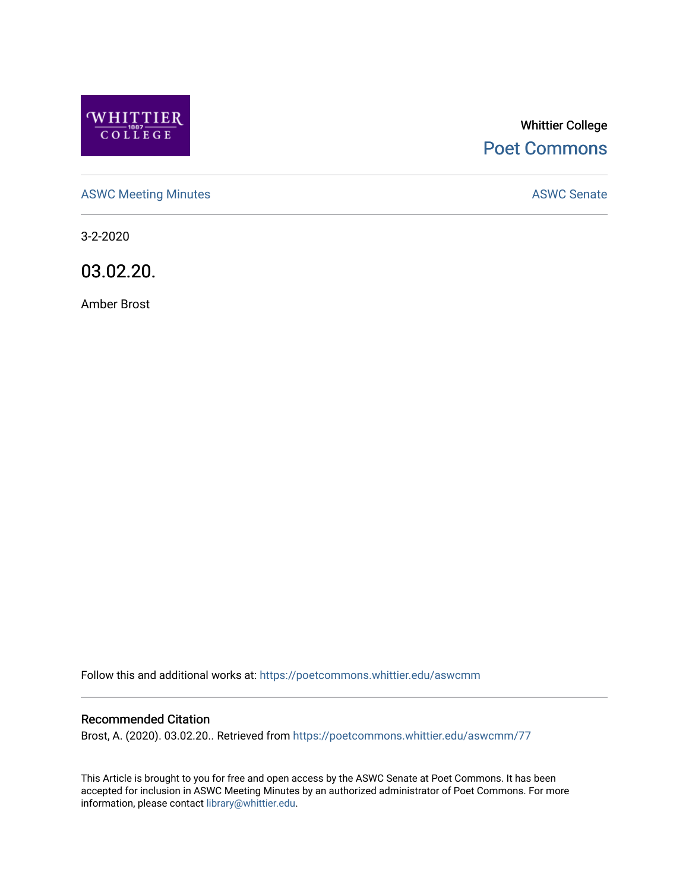Whittier College

Poet Commons

ASWC Meeting Minutes

ASWC Senate

3-2-2020

# 03.02.20.

Amber Brost

Follow this and additional works at: https://poetcommons.whittier.edu/aswcmm

## Recommended Citation

Brost, A. (2020). 03.02.20.. Retrieved from https://poetcommons.whittier.edu/aswcmm/77

This Article is brought to you for free and open access by the ASWC Senate at Poet Commons. It has been accepted for inclusion in ASWC Meeting Minutes by an authorized administrator of Poet Commons. For more information, please contact library@whittier.edu.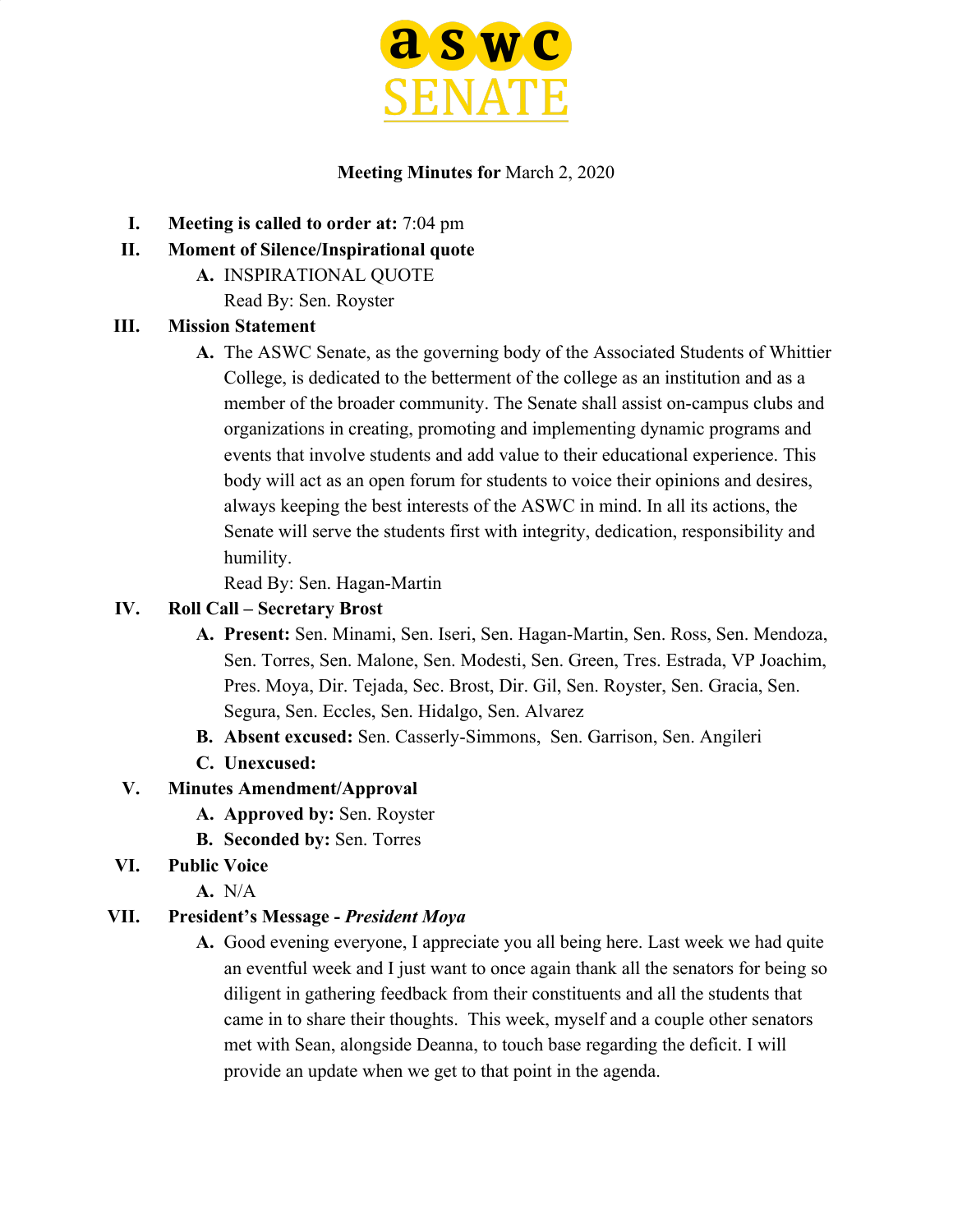# aswc SENATE

**Meeting Minutes for** March 2, 2020

I. **Meeting is called to order at:** 7:04 pm

II. **Moment of Silence/Inspirational quote**

   A. INSPIRATIONAL QUOTE
      Read By: Sen. Royster

III. **Mission Statement**

   A. The ASWC Senate, as the governing body of the Associated Students of Whittier College, is dedicated to the betterment of the college as an institution and as a member of the broader community. The Senate shall assist on-campus clubs and organizations in creating, promoting and implementing dynamic programs and events that involve students and add value to their educational experience. This body will act as an open forum for students to voice their opinions and desires, always keeping the best interests of the ASWC in mind. In all its actions, the Senate will serve the students first with integrity, dedication, responsibility and humility.
      Read By: Sen. Hagan-Martin

IV. **Roll Call – Secretary Brost**

   A. **Present:** Sen. Minami, Sen. Iseri, Sen. Hagan-Martin, Sen. Ross, Sen. Mendoza, Sen. Torres, Sen. Malone, Sen. Modesti, Sen. Green, Tres. Estrada, VP Joachim, Pres. Moya, Dir. Tejada, Sec. Brost, Dir. Gil, Sen. Royster, Sen. Gracia, Sen. Segura, Sen. Eccles, Sen. Hidalgo, Sen. Alvarez

   B. **Absent excused:** Sen. Casserly-Simmons, Sen. Garrison, Sen. Angileri

   C. **Unexcused:**

V. **Minutes Amendment/Approval**

   A. **Approved by:** Sen. Royster

   B. **Seconded by:** Sen. Torres

VI. **Public Voice**

   A. N/A

VII. **President's Message -** ***President Moya***

   A. Good evening everyone, I appreciate you all being here. Last week we had quite an eventful week and I just want to once again thank all the senators for being so diligent in gathering feedback from their constituents and all the students that came in to share their thoughts. This week, myself and a couple other senators met with Sean, alongside Deanna, to touch base regarding the deficit. I will provide an update when we get to that point in the agenda.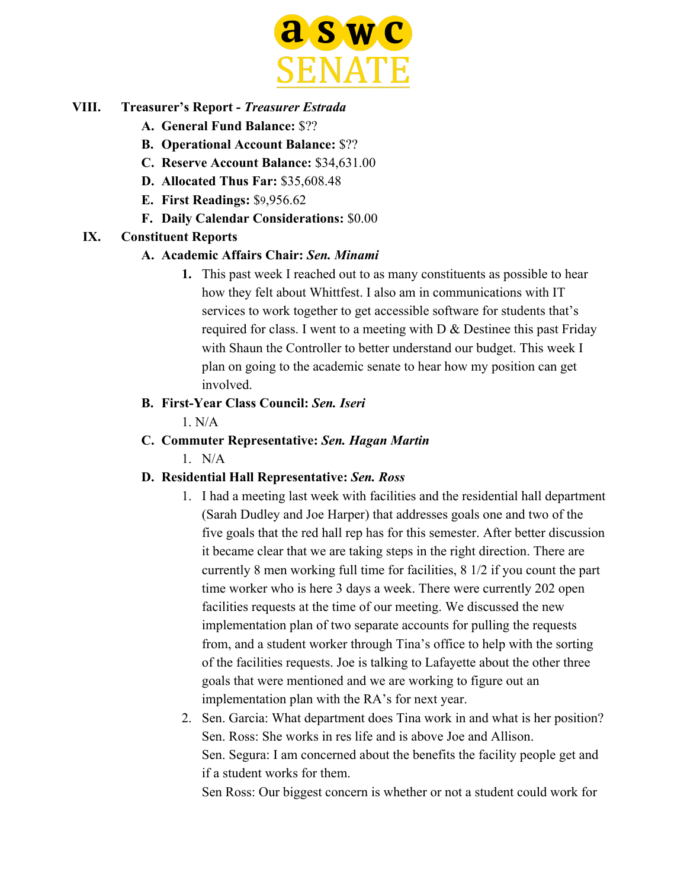VIII. **Treasurer's Report -** ***Treasurer Estrada***

A. **General Fund Balance:** $??
B. **Operational Account Balance:** $??
C. **Reserve Account Balance:** $34,631.00
D. **Allocated Thus Far:** $35,608.48
E. **First Readings:** $9,956.62
F. **Daily Calendar Considerations:** $0.00

IX. **Constituent Reports**

A. **Academic Affairs Chair:** ***Sen. Minami***

1. This past week I reached out to as many constituents as possible to hear how they felt about Whittfest. I also am in communications with IT services to work together to get accessible software for students that's required for class. I went to a meeting with D & Destinee this past Friday with Shaun the Controller to better understand our budget. This week I plan on going to the academic senate to hear how my position can get involved.

B. **First-Year Class Council:** ***Sen. Iseri***

1. N/A

C. **Commuter Representative:** ***Sen. Hagan Martin***

1. N/A

D. **Residential Hall Representative:** ***Sen. Ross***

1. I had a meeting last week with facilities and the residential hall department (Sarah Dudley and Joe Harper) that addresses goals one and two of the five goals that the red hall rep has for this semester. After better discussion it became clear that we are taking steps in the right direction. There are currently 8 men working full time for facilities, 8 1/2 if you count the part time worker who is here 3 days a week. There were currently 202 open facilities requests at the time of our meeting. We discussed the new implementation plan of two separate accounts for pulling the requests from, and a student worker through Tina's office to help with the sorting of the facilities requests. Joe is talking to Lafayette about the other three goals that were mentioned and we are working to figure out an implementation plan with the RA's for next year.
2. Sen. Garcia: What department does Tina work in and what is her position?
   Sen. Ross: She works in res life and is above Joe and Allison.
   Sen. Segura: I am concerned about the benefits the facility people get and if a student works for them.
   Sen Ross: Our biggest concern is whether or not a student could work for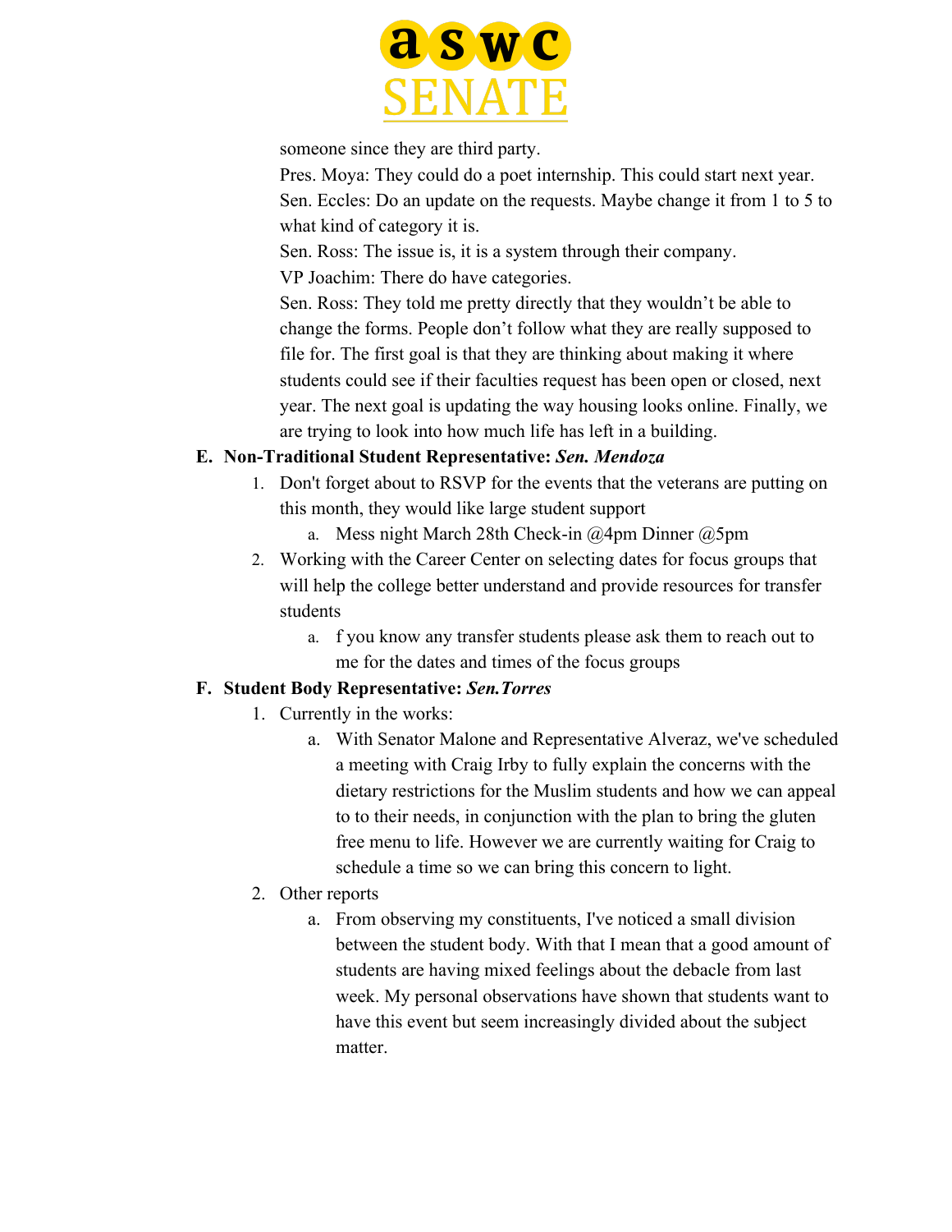someone since they are third party.

Pres. Moya: They could do a poet internship. This could start next year.

Sen. Eccles: Do an update on the requests. Maybe change it from 1 to 5 to what kind of category it is.

Sen. Ross: The issue is, it is a system through their company.

VP Joachim: There do have categories.

Sen. Ross: They told me pretty directly that they wouldn't be able to change the forms. People don't follow what they are really supposed to file for. The first goal is that they are thinking about making it where students could see if their faculties request has been open or closed, next year. The next goal is updating the way housing looks online. Finally, we are trying to look into how much life has left in a building.

**E. Non-Traditional Student Representative: *Sen. Mendoza***

1. Don't forget about to RSVP for the events that the veterans are putting on this month, they would like large student support
   a. Mess night March 28th Check-in @4pm Dinner @5pm
2. Working with the Career Center on selecting dates for focus groups that will help the college better understand and provide resources for transfer students
   a. f you know any transfer students please ask them to reach out to me for the dates and times of the focus groups

**F. Student Body Representative: *Sen.Torres***

1. Currently in the works:
   a. With Senator Malone and Representative Alveraz, we've scheduled a meeting with Craig Irby to fully explain the concerns with the dietary restrictions for the Muslim students and how we can appeal to to their needs, in conjunction with the plan to bring the gluten free menu to life. However we are currently waiting for Craig to schedule a time so we can bring this concern to light.
2. Other reports
   a. From observing my constituents, I've noticed a small division between the student body. With that I mean that a good amount of students are having mixed feelings about the debacle from last week. My personal observations have shown that students want to have this event but seem increasingly divided about the subject matter.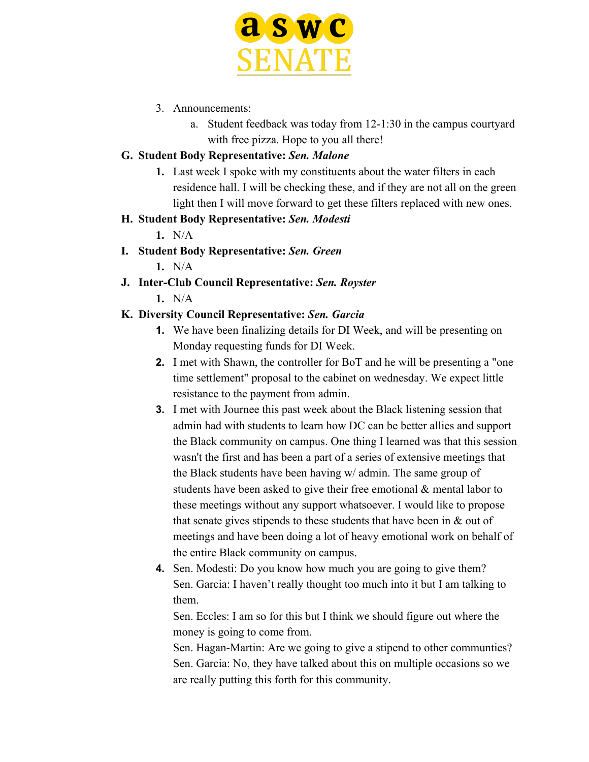3. Announcements:
    a. Student feedback was today from 12-1:30 in the campus courtyard with free pizza. Hope to you all there!

**G. Student Body Representative:** ***Sen. Malone***

1. Last week I spoke with my constituents about the water filters in each residence hall. I will be checking these, and if they are not all on the green light then I will move forward to get these filters replaced with new ones.

**H. Student Body Representative:** ***Sen. Modesti***

1. N/A

**I. Student Body Representative:** ***Sen. Green***

1. N/A

**J. Inter-Club Council Representative:** ***Sen. Royster***

1. N/A

**K. Diversity Council Representative:** ***Sen. Garcia***

1. We have been finalizing details for DI Week, and will be presenting on Monday requesting funds for DI Week.
2. I met with Shawn, the controller for BoT and he will be presenting a "one time settlement" proposal to the cabinet on wednesday. We expect little resistance to the payment from admin.
3. I met with Journee this past week about the Black listening session that admin had with students to learn how DC can be better allies and support the Black community on campus. One thing I learned was that this session wasn't the first and has been a part of a series of extensive meetings that the Black students have been having w/ admin. The same group of students have been asked to give their free emotional & mental labor to these meetings without any support whatsoever. I would like to propose that senate gives stipends to these students that have been in & out of meetings and have been doing a lot of heavy emotional work on behalf of the entire Black community on campus.
4. Sen. Modesti: Do you know how much you are going to give them?
   Sen. Garcia: I haven't really thought too much into it but I am talking to them.
   Sen. Eccles: I am so for this but I think we should figure out where the money is going to come from.
   Sen. Hagan-Martin: Are we going to give a stipend to other communties?
   Sen. Garcia: No, they have talked about this on multiple occasions so we are really putting this forth for this community.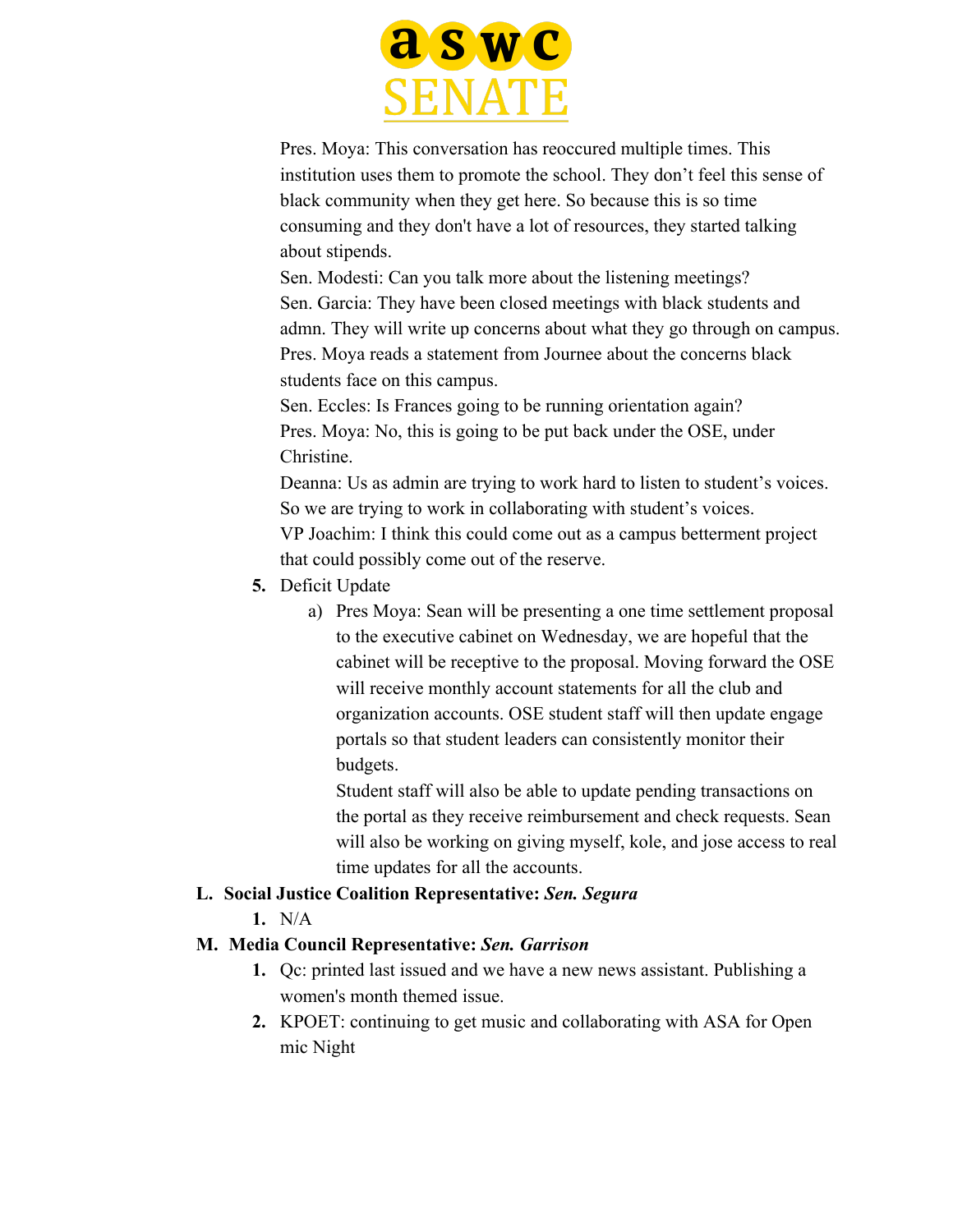Pres. Moya: This conversation has reoccured multiple times. This institution uses them to promote the school. They don't feel this sense of black community when they get here. So because this is so time consuming and they don't have a lot of resources, they started talking about stipends.

Sen. Modesti: Can you talk more about the listening meetings?

Sen. Garcia: They have been closed meetings with black students and admn. They will write up concerns about what they go through on campus.

Pres. Moya reads a statement from Journee about the concerns black students face on this campus.

Sen. Eccles: Is Frances going to be running orientation again?

Pres. Moya: No, this is going to be put back under the OSE, under Christine.

Deanna: Us as admin are trying to work hard to listen to student's voices. So we are trying to work in collaborating with student's voices.

VP Joachim: I think this could come out as a campus betterment project that could possibly come out of the reserve.

5. Deficit Update
   a) Pres Moya: Sean will be presenting a one time settlement proposal to the executive cabinet on Wednesday, we are hopeful that the cabinet will be receptive to the proposal. Moving forward the OSE will receive monthly account statements for all the club and organization accounts. OSE student staff will then update engage portals so that student leaders can consistently monitor their budgets.

      Student staff will also be able to update pending transactions on the portal as they receive reimbursement and check requests. Sean will also be working on giving myself, kole, and jose access to real time updates for all the accounts.

**L. Social Justice Coalition Representative: *Sen. Segura***

1. N/A

**M. Media Council Representative: *Sen. Garrison***

1. Qc: printed last issued and we have a new news assistant. Publishing a women's month themed issue.
2. KPOET: continuing to get music and collaborating with ASA for Open mic Night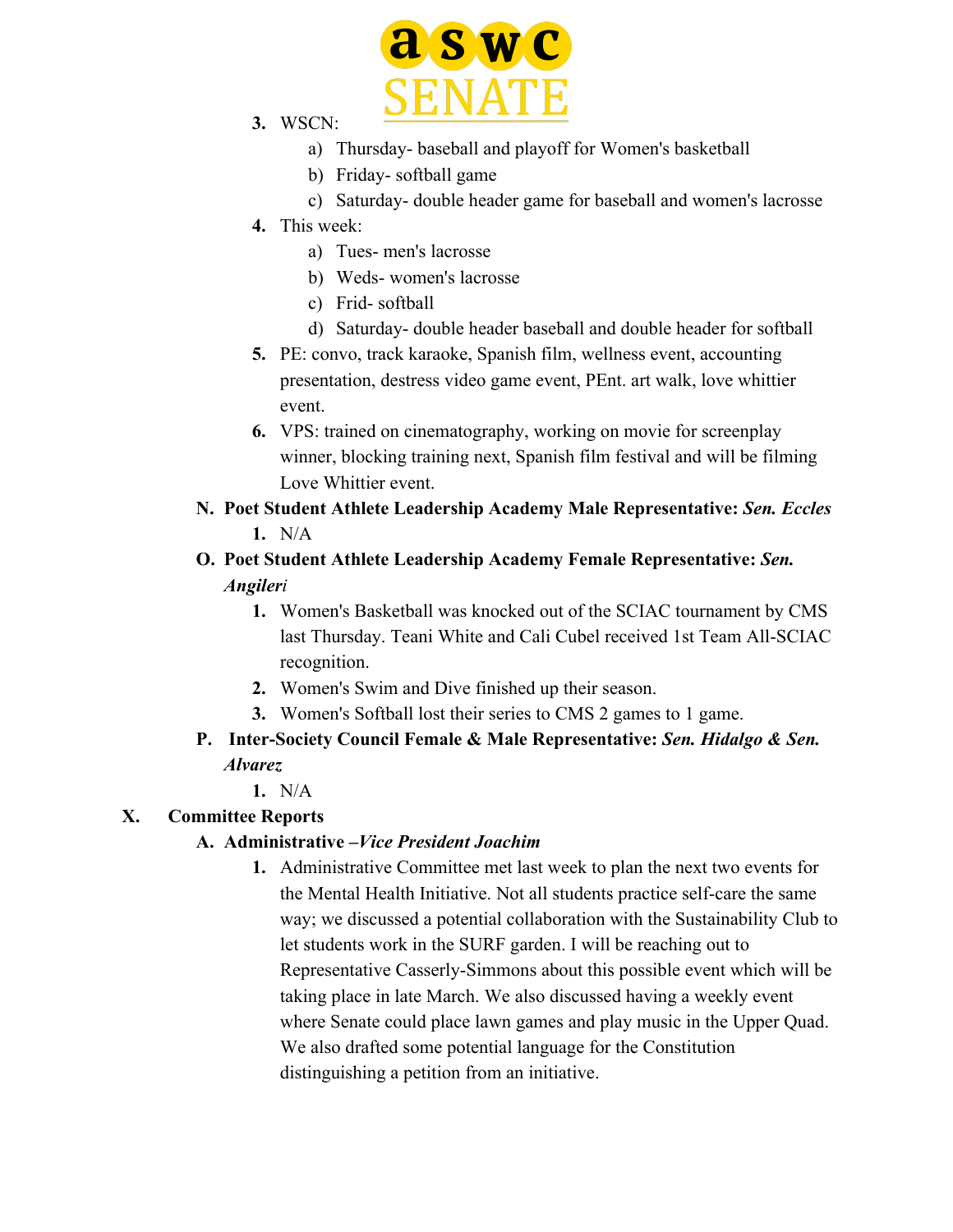3. WSCN:
    a) Thursday- baseball and playoff for Women's basketball
    b) Friday- softball game
    c) Saturday- double header game for baseball and women's lacrosse
4. This week:
    a) Tues- men's lacrosse
    b) Weds- women's lacrosse
    c) Frid- softball
    d) Saturday- double header baseball and double header for softball
5. PE: convo, track karaoke, Spanish film, wellness event, accounting presentation, destress video game event, PEnt. art walk, love whittier event.
6. VPS: trained on cinematography, working on movie for screenplay winner, blocking training next, Spanish film festival and will be filming Love Whittier event.

**N. Poet Student Athlete Leadership Academy Male Representative: *Sen. Eccles***

1. N/A

**O. Poet Student Athlete Leadership Academy Female Representative: *Sen. Angileri***

1. Women's Basketball was knocked out of the SCIAC tournament by CMS last Thursday. Teani White and Cali Cubel received 1st Team All-SCIAC recognition.
2. Women's Swim and Dive finished up their season.
3. Women's Softball lost their series to CMS 2 games to 1 game.

**P. Inter-Society Council Female & Male Representative: *Sen. Hidalgo & Sen. Alvarez***

1. N/A

## X. Committee Reports

**A. Administrative –*Vice President Joachim***

1. Administrative Committee met last week to plan the next two events for the Mental Health Initiative. Not all students practice self-care the same way; we discussed a potential collaboration with the Sustainability Club to let students work in the SURF garden. I will be reaching out to Representative Casserly-Simmons about this possible event which will be taking place in late March. We also discussed having a weekly event where Senate could place lawn games and play music in the Upper Quad. We also drafted some potential language for the Constitution distinguishing a petition from an initiative.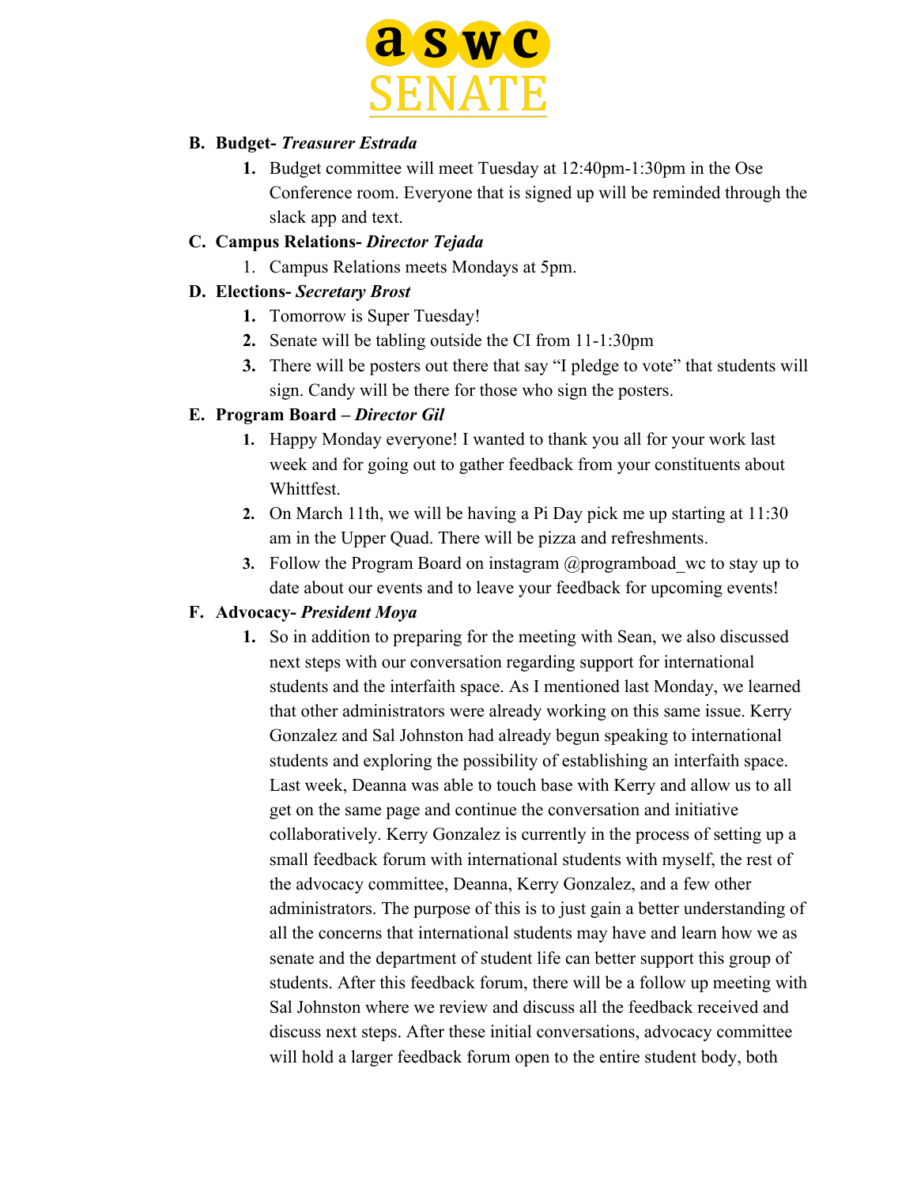**B. Budget- *Treasurer Estrada***

1. Budget committee will meet Tuesday at 12:40pm-1:30pm in the Ose Conference room. Everyone that is signed up will be reminded through the slack app and text.

**C. Campus Relations- *Director Tejada***

1. Campus Relations meets Mondays at 5pm.

**D. Elections- *Secretary Brost***

1. Tomorrow is Super Tuesday!
2. Senate will be tabling outside the CI from 11-1:30pm
3. There will be posters out there that say "I pledge to vote" that students will sign. Candy will be there for those who sign the posters.

**E. Program Board – *Director Gil***

1. Happy Monday everyone! I wanted to thank you all for your work last week and for going out to gather feedback from your constituents about Whittfest.
2. On March 11th, we will be having a Pi Day pick me up starting at 11:30 am in the Upper Quad. There will be pizza and refreshments.
3. Follow the Program Board on instagram @programboad_wc to stay up to date about our events and to leave your feedback for upcoming events!

**F. Advocacy- *President Moya***

1. So in addition to preparing for the meeting with Sean, we also discussed next steps with our conversation regarding support for international students and the interfaith space. As I mentioned last Monday, we learned that other administrators were already working on this same issue. Kerry Gonzalez and Sal Johnston had already begun speaking to international students and exploring the possibility of establishing an interfaith space. Last week, Deanna was able to touch base with Kerry and allow us to all get on the same page and continue the conversation and initiative collaboratively. Kerry Gonzalez is currently in the process of setting up a small feedback forum with international students with myself, the rest of the advocacy committee, Deanna, Kerry Gonzalez, and a few other administrators. The purpose of this is to just gain a better understanding of all the concerns that international students may have and learn how we as senate and the department of student life can better support this group of students. After this feedback forum, there will be a follow up meeting with Sal Johnston where we review and discuss all the feedback received and discuss next steps. After these initial conversations, advocacy committee will hold a larger feedback forum open to the entire student body, both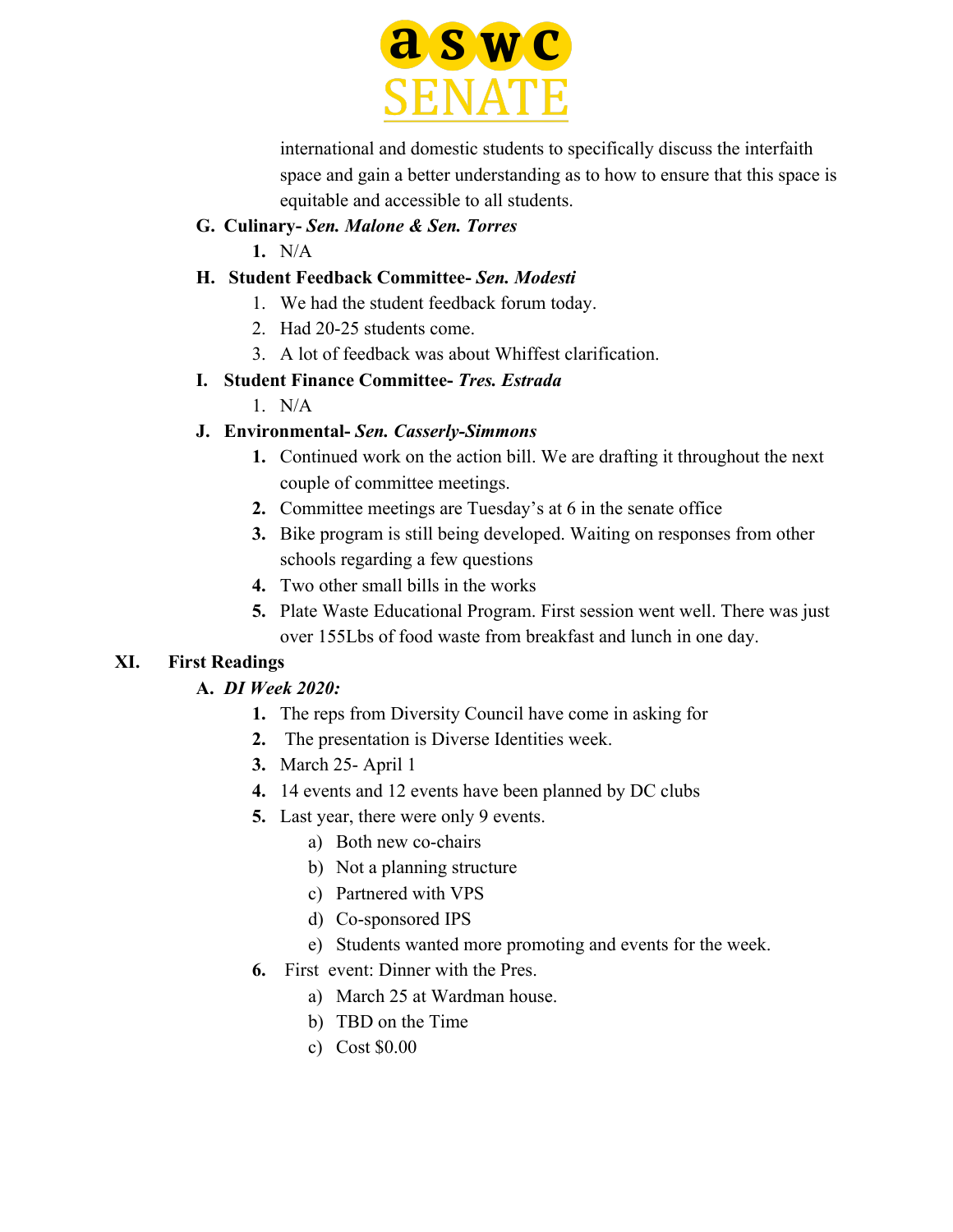international and domestic students to specifically discuss the interfaith space and gain a better understanding as to how to ensure that this space is equitable and accessible to all students.

**G. Culinary-** ***Sen. Malone & Sen. Torres***

1. N/A

**H. Student Feedback Committee-** ***Sen. Modesti***

1. We had the student feedback forum today.
2. Had 20-25 students come.
3. A lot of feedback was about Whiffest clarification.

**I. Student Finance Committee-** ***Tres. Estrada***

1. N/A

**J. Environmental-** ***Sen. Casserly-Simmons***

1. Continued work on the action bill. We are drafting it throughout the next couple of committee meetings.
2. Committee meetings are Tuesday's at 6 in the senate office
3. Bike program is still being developed. Waiting on responses from other schools regarding a few questions
4. Two other small bills in the works
5. Plate Waste Educational Program. First session went well. There was just over 155Lbs of food waste from breakfast and lunch in one day.

## XI. First Readings

**A.** ***DI Week 2020:***

1. The reps from Diversity Council have come in asking for
2. The presentation is Diverse Identities week.
3. March 25- April 1
4. 14 events and 12 events have been planned by DC clubs
5. Last year, there were only 9 events.
   a) Both new co-chairs
   b) Not a planning structure
   c) Partnered with VPS
   d) Co-sponsored IPS
   e) Students wanted more promoting and events for the week.
6. First event: Dinner with the Pres.
   a) March 25 at Wardman house.
   b) TBD on the Time
   c) Cost $0.00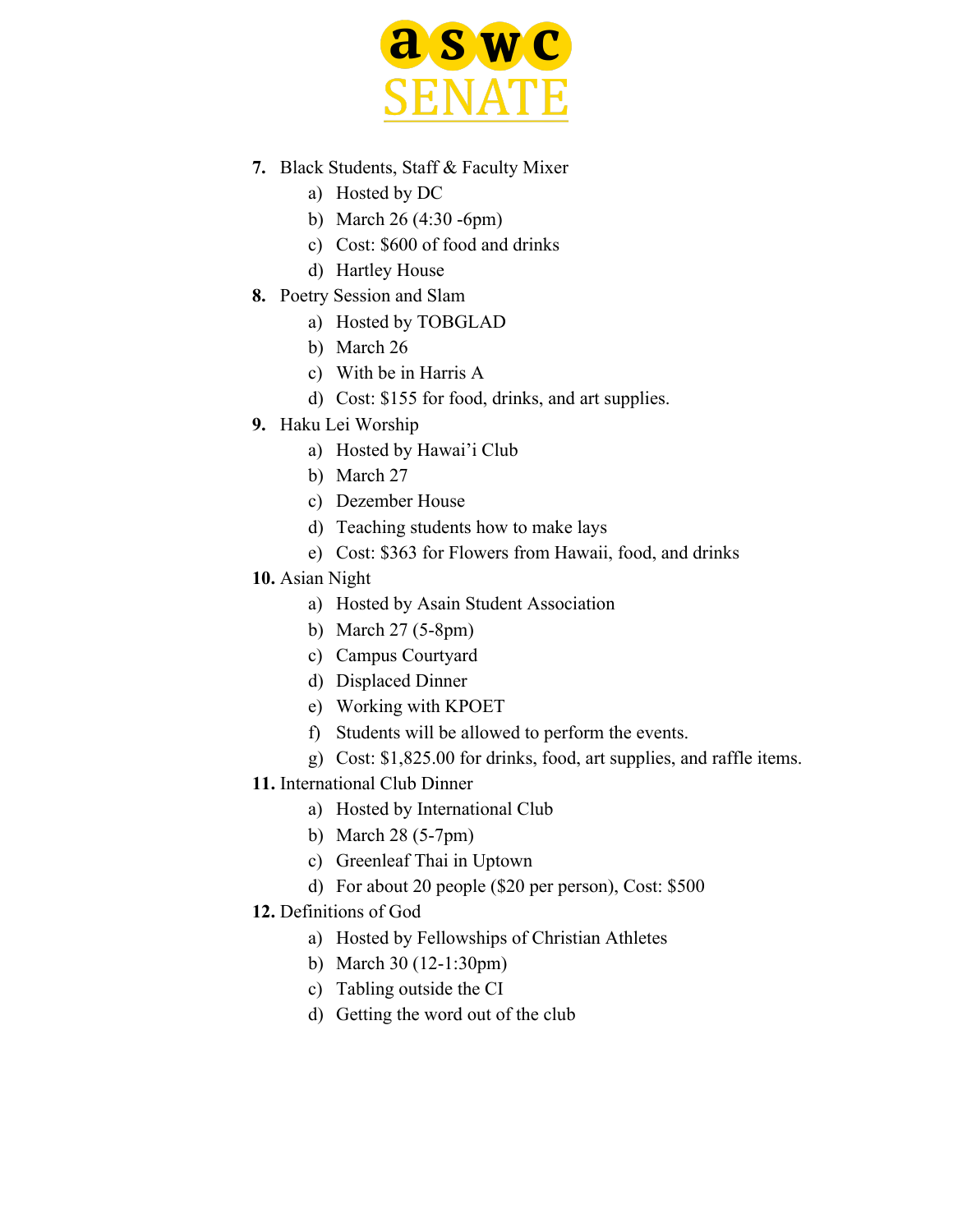**7.** Black Students, Staff & Faculty Mixer

a) Hosted by DC
b) March 26 (4:30 -6pm)
c) Cost: $600 of food and drinks
d) Hartley House

**8.** Poetry Session and Slam

a) Hosted by TOBGLAD
b) March 26
c) With be in Harris A
d) Cost: $155 for food, drinks, and art supplies.

**9.** Haku Lei Worship

a) Hosted by Hawai'i Club
b) March 27
c) Dezember House
d) Teaching students how to make lays
e) Cost: $363 for Flowers from Hawaii, food, and drinks

**10.** Asian Night

a) Hosted by Asain Student Association
b) March 27 (5-8pm)
c) Campus Courtyard
d) Displaced Dinner
e) Working with KPOET
f) Students will be allowed to perform the events.
g) Cost: $1,825.00 for drinks, food, art supplies, and raffle items.

**11.** International Club Dinner

a) Hosted by International Club
b) March 28 (5-7pm)
c) Greenleaf Thai in Uptown
d) For about 20 people ($20 per person), Cost: $500

**12.** Definitions of God

a) Hosted by Fellowships of Christian Athletes
b) March 30 (12-1:30pm)
c) Tabling outside the CI
d) Getting the word out of the club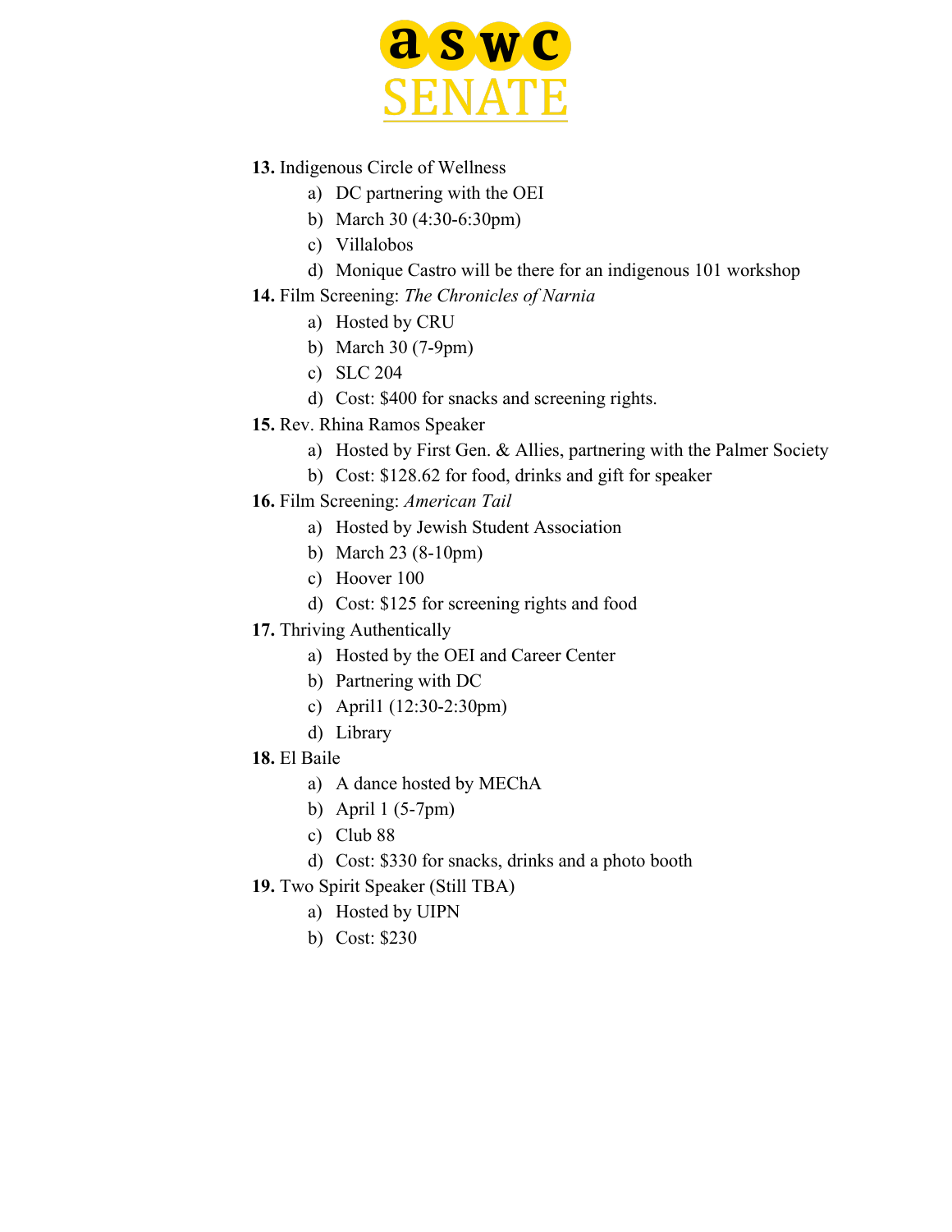**13.** Indigenous Circle of Wellness

a) DC partnering with the OEI
b) March 30 (4:30-6:30pm)
c) Villalobos
d) Monique Castro will be there for an indigenous 101 workshop

**14.** Film Screening: *The Chronicles of Narnia*

a) Hosted by CRU
b) March 30 (7-9pm)
c) SLC 204
d) Cost: $400 for snacks and screening rights.

**15.** Rev. Rhina Ramos Speaker

a) Hosted by First Gen. & Allies, partnering with the Palmer Society
b) Cost: $128.62 for food, drinks and gift for speaker

**16.** Film Screening: *American Tail*

a) Hosted by Jewish Student Association
b) March 23 (8-10pm)
c) Hoover 100
d) Cost: $125 for screening rights and food

**17.** Thriving Authentically

a) Hosted by the OEI and Career Center
b) Partnering with DC
c) April1 (12:30-2:30pm)
d) Library

**18.** El Baile

a) A dance hosted by MEChA
b) April 1 (5-7pm)
c) Club 88
d) Cost: $330 for snacks, drinks and a photo booth

**19.** Two Spirit Speaker (Still TBA)

a) Hosted by UIPN
b) Cost: $230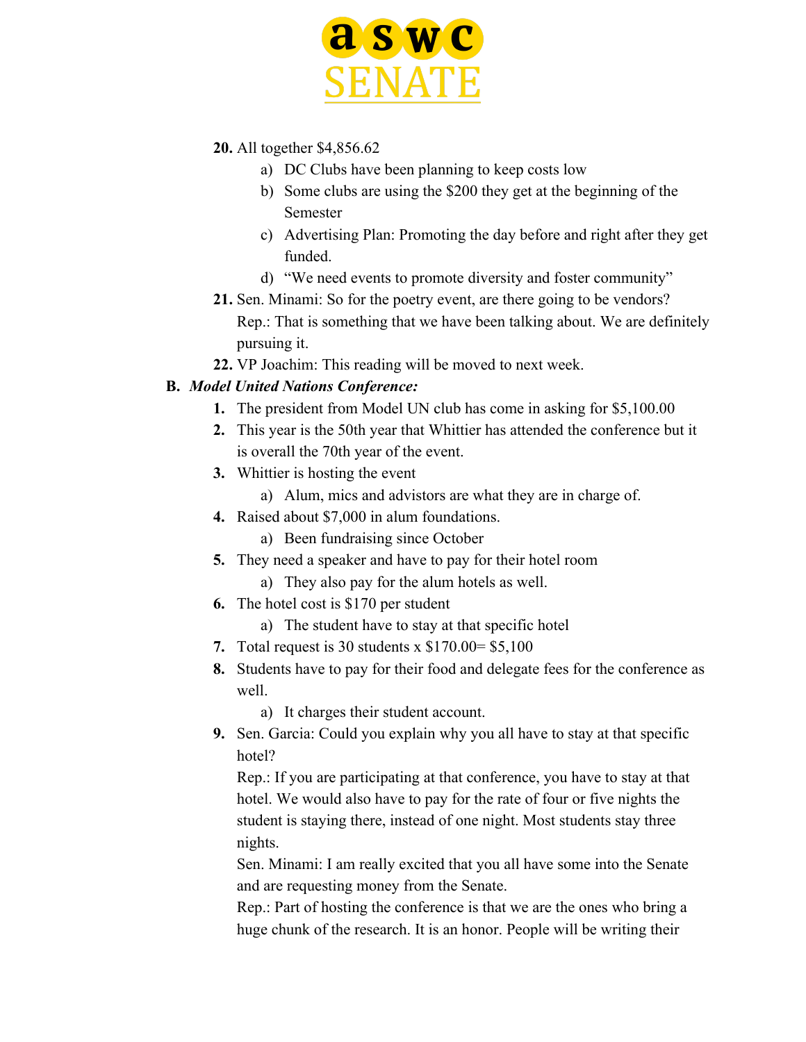20. All together $4,856.62
    a) DC Clubs have been planning to keep costs low
    b) Some clubs are using the $200 they get at the beginning of the Semester
    c) Advertising Plan: Promoting the day before and right after they get funded.
    d) "We need events to promote diversity and foster community"
21. Sen. Minami: So for the poetry event, are there going to be vendors?
    Rep.: That is something that we have been talking about. We are definitely pursuing it.
22. VP Joachim: This reading will be moved to next week.

B. ***Model United Nations Conference:***

1. The president from Model UN club has come in asking for $5,100.00
2. This year is the 50th year that Whittier has attended the conference but it is overall the 70th year of the event.
3. Whittier is hosting the event
    a) Alum, mics and advisors are what they are in charge of.
4. Raised about $7,000 in alum foundations.
    a) Been fundraising since October
5. They need a speaker and have to pay for their hotel room
    a) They also pay for the alum hotels as well.
6. The hotel cost is $170 per student
    a) The student have to stay at that specific hotel
7. Total request is 30 students x $170.00= $5,100
8. Students have to pay for their food and delegate fees for the conference as well.
    a) It charges their student account.
9. Sen. Garcia: Could you explain why you all have to stay at that specific hotel?
   Rep.: If you are participating at that conference, you have to stay at that hotel. We would also have to pay for the rate of four or five nights the student is staying there, instead of one night. Most students stay three nights.
   Sen. Minami: I am really excited that you all have some into the Senate and are requesting money from the Senate.
   Rep.: Part of hosting the conference is that we are the ones who bring a huge chunk of the research. It is an honor. People will be writing their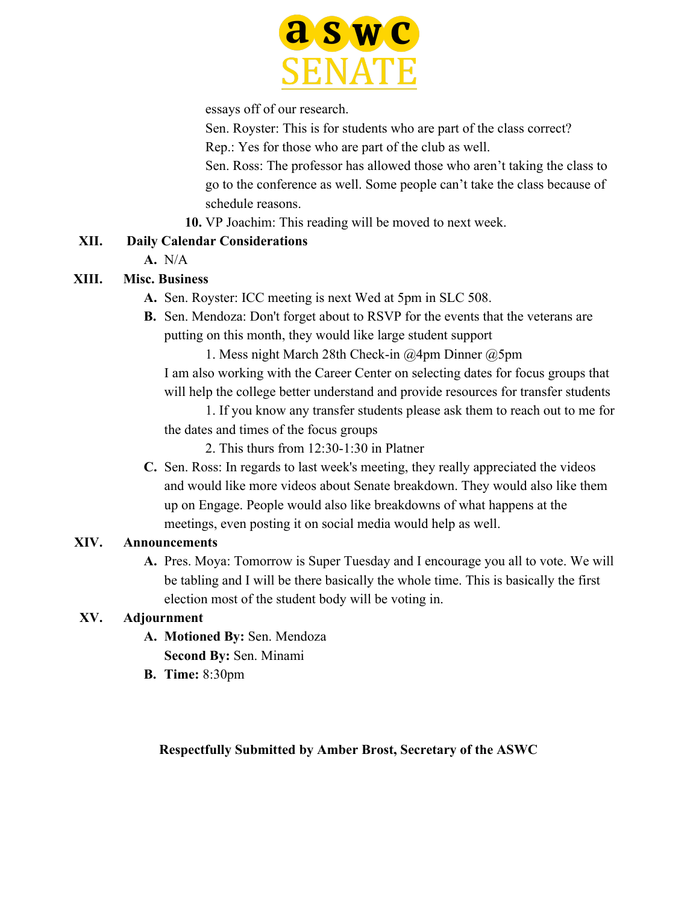essays off of our research.

Sen. Royster: This is for students who are part of the class correct?

Rep.: Yes for those who are part of the club as well.

Sen. Ross: The professor has allowed those who aren't taking the class to go to the conference as well. Some people can't take the class because of schedule reasons.

10. VP Joachim: This reading will be moved to next week.

**XII. Daily Calendar Considerations**

A. N/A

**XIII. Misc. Business**

A. Sen. Royster: ICC meeting is next Wed at 5pm in SLC 508.

B. Sen. Mendoza: Don't forget about to RSVP for the events that the veterans are putting on this month, they would like large student support

1. Mess night March 28th Check-in @4pm Dinner @5pm

I am also working with the Career Center on selecting dates for focus groups that will help the college better understand and provide resources for transfer students

1. If you know any transfer students please ask them to reach out to me for the dates and times of the focus groups

2. This thurs from 12:30-1:30 in Platner

C. Sen. Ross: In regards to last week's meeting, they really appreciated the videos and would like more videos about Senate breakdown. They would also like them up on Engage. People would also like breakdowns of what happens at the meetings, even posting it on social media would help as well.

**XIV. Announcements**

A. Pres. Moya: Tomorrow is Super Tuesday and I encourage you all to vote. We will be tabling and I will be there basically the whole time. This is basically the first election most of the student body will be voting in.

**XV. Adjournment**

A. **Motioned By:** Sen. Mendoza

**Second By:** Sen. Minami

B. **Time:** 8:30pm

**Respectfully Submitted by Amber Brost, Secretary of the ASWC**